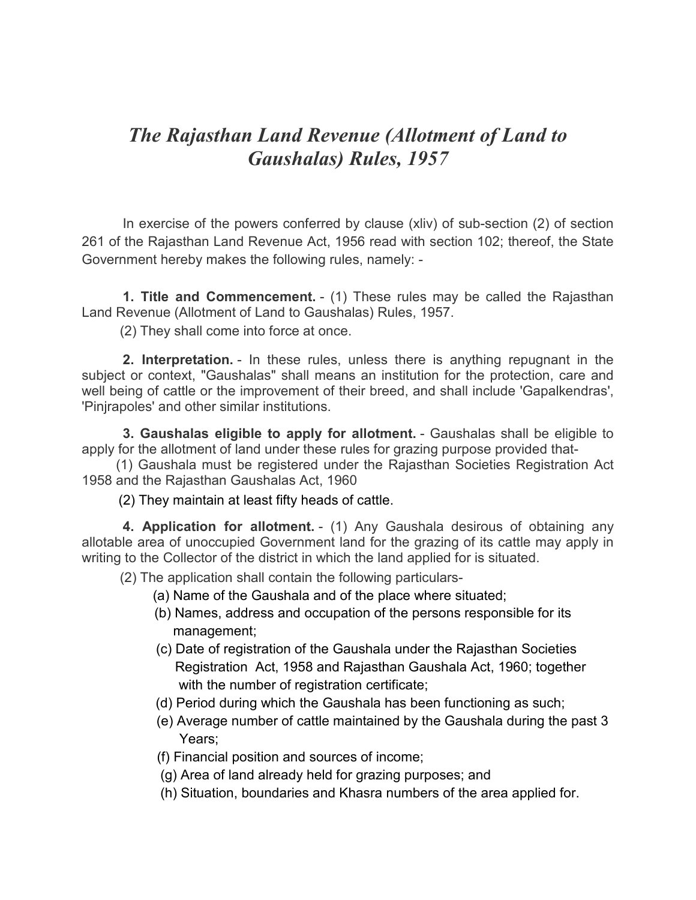# *The Rajasthan Land Revenue (Allotment of Land to Gaushalas) Rules, 1957*

In exercise of the powers conferred by clause (xliv) of sub-section (2) of section 261 of the Rajasthan Land Revenue Act, 1956 read with section 102; thereof, the State Government hereby makes the following rules, namely: -

**1. Title and Commencement.** - (1) These rules may be called the Rajasthan Land Revenue (Allotment of Land to Gaushalas) Rules, 1957.

(2) They shall come into force at once.

**2. Interpretation.** - In these rules, unless there is anything repugnant in the subject or context, "Gaushalas" shall means an institution for the protection, care and well being of cattle or the improvement of their breed, and shall include 'Gapalkendras', 'Pinjrapoles' and other similar institutions.

**3. Gaushalas eligible to apply for allotment.** - Gaushalas shall be eligible to apply for the allotment of land under these rules for grazing purpose provided that-

(1) Gaushala must be registered under the Rajasthan Societies Registration Act 1958 and the Rajasthan Gaushalas Act, 1960

(2) They maintain at least fifty heads of cattle.

**4. Application for allotment.** - (1) Any Gaushala desirous of obtaining any allotable area of unoccupied Government land for the grazing of its cattle may apply in writing to the Collector of the district in which the land applied for is situated.

(2) The application shall contain the following particulars-

(a) Name of the Gaushala and of the place where situated;

(b) Names, address and occupation of the persons responsible for its management;

(c) Date of registration of the Gaushala under the Rajasthan Societies Registration Act, 1958 and Rajasthan Gaushala Act, 1960; together with the number of registration certificate;

(d) Period during which the Gaushala has been functioning as such;

(e) Average number of cattle maintained by the Gaushala during the past 3 Years;

(f) Financial position and sources of income;

(g) Area of land already held for grazing purposes; and

(h) Situation, boundaries and Khasra numbers of the area applied for.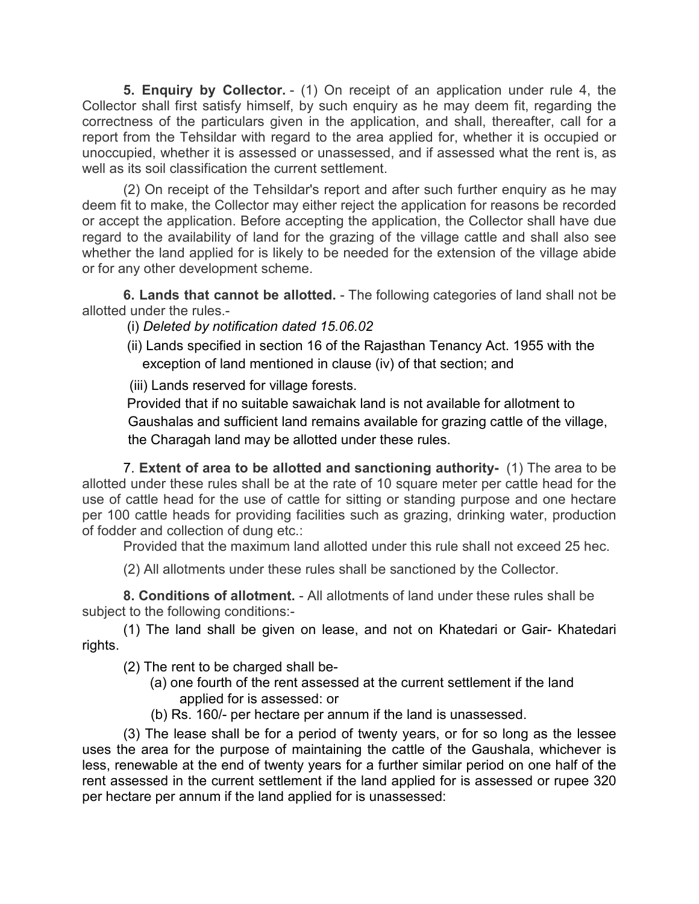**5. Enquiry by Collector.** - (1) On receipt of an application under rule 4, the Collector shall first satisfy himself, by such enquiry as he may deem fit, regarding the correctness of the particulars given in the application, and shall, thereafter, call for a report from the Tehsildar with regard to the area applied for, whether it is occupied or unoccupied, whether it is assessed or unassessed, and if assessed what the rent is, as well as its soil classification the current settlement.

(2) On receipt of the Tehsildar's report and after such further enquiry as he may deem fit to make, the Collector may either reject the application for reasons be recorded or accept the application. Before accepting the application, the Collector shall have due regard to the availability of land for the grazing of the village cattle and shall also see whether the land applied for is likely to be needed for the extension of the village abide or for any other development scheme.

**6. Lands that cannot be allotted.** - The following categories of land shall not be allotted under the rules.-

(i) *Deleted by notification dated 15.06.02*

(ii) Lands specified in section 16 of the Rajasthan Tenancy Act. 1955 with the exception of land mentioned in clause (iv) of that section; and

(iii) Lands reserved for village forests.

Provided that if no suitable sawaichak land is not available for allotment to Gaushalas and sufficient land remains available for grazing cattle of the village, the Charagah land may be allotted under these rules.

7. **Extent of area to be allotted and sanctioning authority-** (1) The area to be allotted under these rules shall be at the rate of 10 square meter per cattle head for the use of cattle head for the use of cattle for sitting or standing purpose and one hectare per 100 cattle heads for providing facilities such as grazing, drinking water, production of fodder and collection of dung etc.:

Provided that the maximum land allotted under this rule shall not exceed 25 hec.

(2) All allotments under these rules shall be sanctioned by the Collector.

**8. Conditions of allotment.** - All allotments of land under these rules shall be subject to the following conditions:-

(1) The land shall be given on lease, and not on Khatedari or Gair- Khatedari rights.

(2) The rent to be charged shall be-

(a) one fourth of the rent assessed at the current settlement if the land applied for is assessed: or

(b) Rs. 160/- per hectare per annum if the land is unassessed.

(3) The lease shall be for a period of twenty years, or for so long as the lessee uses the area for the purpose of maintaining the cattle of the Gaushala, whichever is less, renewable at the end of twenty years for a further similar period on one half of the rent assessed in the current settlement if the land applied for is assessed or rupee 320 per hectare per annum if the land applied for is unassessed: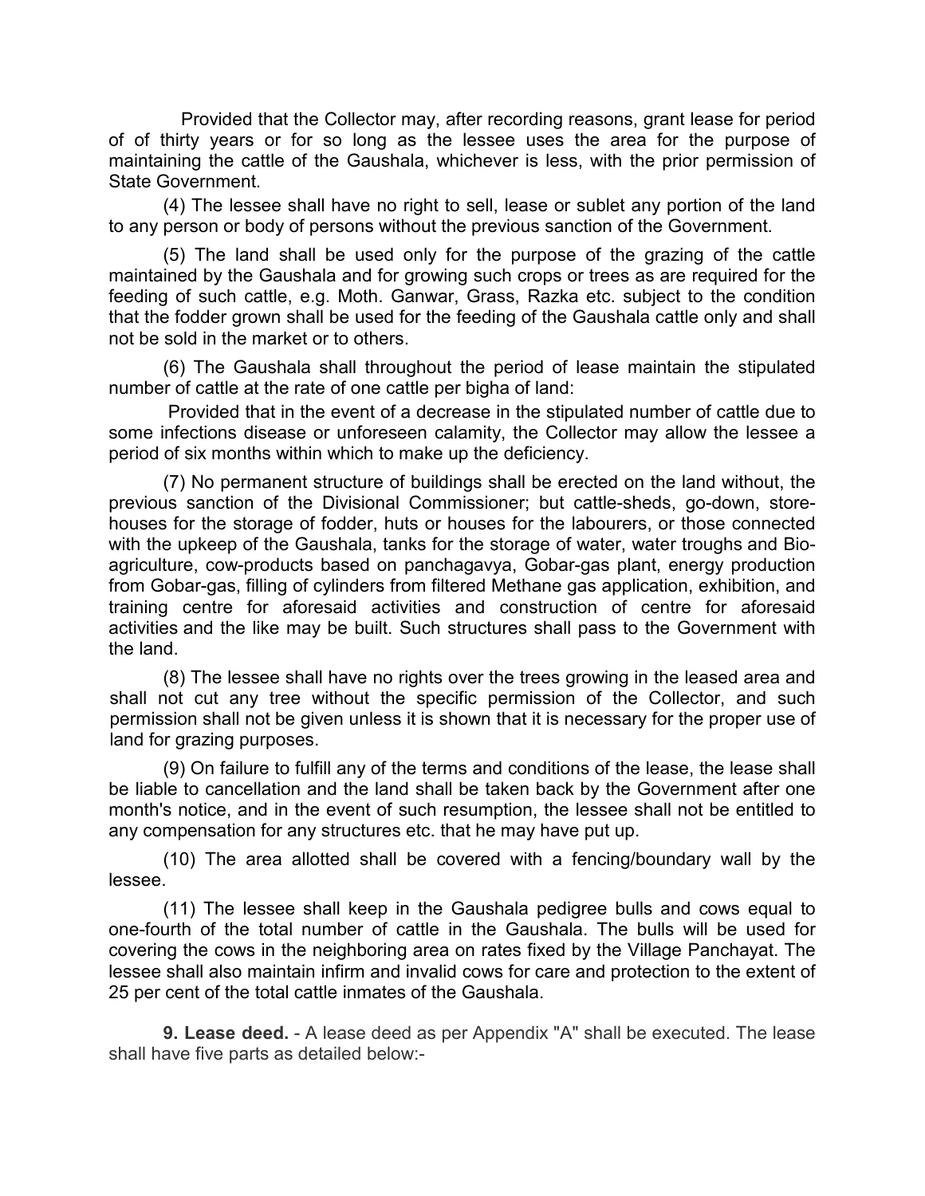Provided that the Collector may, after recording reasons, grant lease for period of of thirty years or for so long as the lessee uses the area for the purpose of maintaining the cattle of the Gaushala, whichever is less, with the prior permission of State Government.

(4) The lessee shall have no right to sell, lease or sublet any portion of the land to any person or body of persons without the previous sanction of the Government.

(5) The land shall be used only for the purpose of the grazing of the cattle maintained by the Gaushala and for growing such crops or trees as are required for the feeding of such cattle, e.g. Moth. Ganwar, Grass, Razka etc. subject to the condition that the fodder grown shall be used for the feeding of the Gaushala cattle only and shall not be sold in the market or to others.

(6) The Gaushala shall throughout the period of lease maintain the stipulated number of cattle at the rate of one cattle per bigha of land:

Provided that in the event of a decrease in the stipulated number of cattle due to some infections disease or unforeseen calamity, the Collector may allow the lessee a period of six months within which to make up the deficiency.

(7) No permanent structure of buildings shall be erected on the land without, the previous sanction of the Divisional Commissioner; but cattle-sheds, go-down, store-houses for the storage of fodder, huts or houses for the labourers, or those connected with the upkeep of the Gaushala, tanks for the storage of water, water troughs and Bio-agriculture, cow-products based on panchagavya, Gobar-gas plant, energy production from Gobar-gas, filling of cylinders from filtered Methane gas application, exhibition, and training centre for aforesaid activities and construction of centre for aforesaid activities and the like may be built. Such structures shall pass to the Government with the land.

(8) The lessee shall have no rights over the trees growing in the leased area and shall not cut any tree without the specific permission of the Collector, and such permission shall not be given unless it is shown that it is necessary for the proper use of land for grazing purposes.

(9) On failure to fulfill any of the terms and conditions of the lease, the lease shall be liable to cancellation and the land shall be taken back by the Government after one month's notice, and in the event of such resumption, the lessee shall not be entitled to any compensation for any structures etc. that he may have put up.

(10) The area allotted shall be covered with a fencing/boundary wall by the lessee.

(11) The lessee shall keep in the Gaushala pedigree bulls and cows equal to one-fourth of the total number of cattle in the Gaushala. The bulls will be used for covering the cows in the neighboring area on rates fixed by the Village Panchayat. The lessee shall also maintain infirm and invalid cows for care and protection to the extent of 25 per cent of the total cattle inmates of the Gaushala.

**9. Lease deed.** - A lease deed as per Appendix "A" shall be executed. The lease shall have five parts as detailed below:-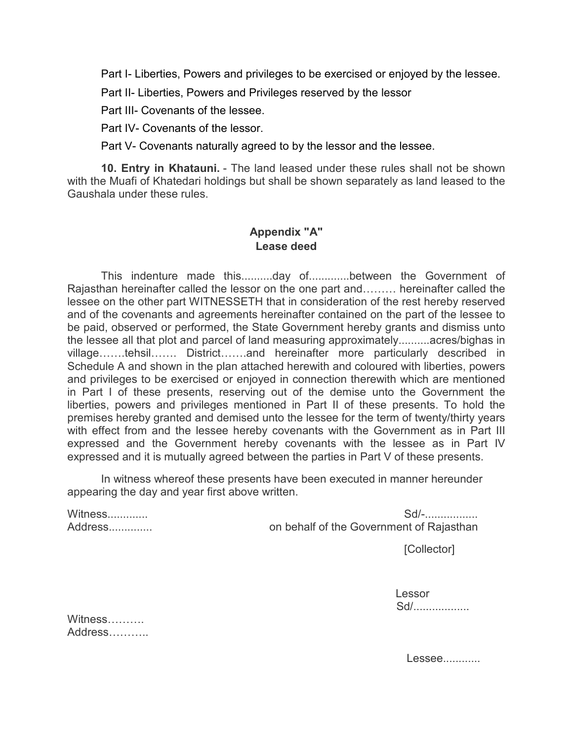Part I- Liberties, Powers and privileges to be exercised or enjoyed by the lessee.

Part II- Liberties, Powers and Privileges reserved by the lessor

Part III- Covenants of the lessee.

Part IV- Covenants of the lessor.

Part V- Covenants naturally agreed to by the lessor and the lessee.

**10. Entry in Khatauni.** - The land leased under these rules shall not be shown with the Muafi of Khatedari holdings but shall be shown separately as land leased to the Gaushala under these rules.

## Appendix "A"
## Lease deed

This indenture made this..........day of.............between the Government of Rajasthan hereinafter called the lessor on the one part and……… hereinafter called the lessee on the other part WITNESSETH that in consideration of the rest hereby reserved and of the covenants and agreements hereinafter contained on the part of the lessee to be paid, observed or performed, the State Government hereby grants and dismiss unto the lessee all that plot and parcel of land measuring approximately..........acres/bighas in village…….tehsil……. District…….and hereinafter more particularly described in Schedule A and shown in the plan attached herewith and coloured with liberties, powers and privileges to be exercised or enjoyed in connection therewith which are mentioned in Part I of these presents, reserving out of the demise unto the Government the liberties, powers and privileges mentioned in Part II of these presents. To hold the premises hereby granted and demised unto the lessee for the term of twenty/thirty years with effect from and the lessee hereby covenants with the Government as in Part III expressed and the Government hereby covenants with the lessee as in Part IV expressed and it is mutually agreed between the parties in Part V of these presents.

In witness whereof these presents have been executed in manner hereunder appearing the day and year first above written.

Witness.............
Address..............

Sd/-.................
on behalf of the Government of Rajasthan

[Collector]

Lessor
Sd/..................

Witness……….
Address………..

Lessee............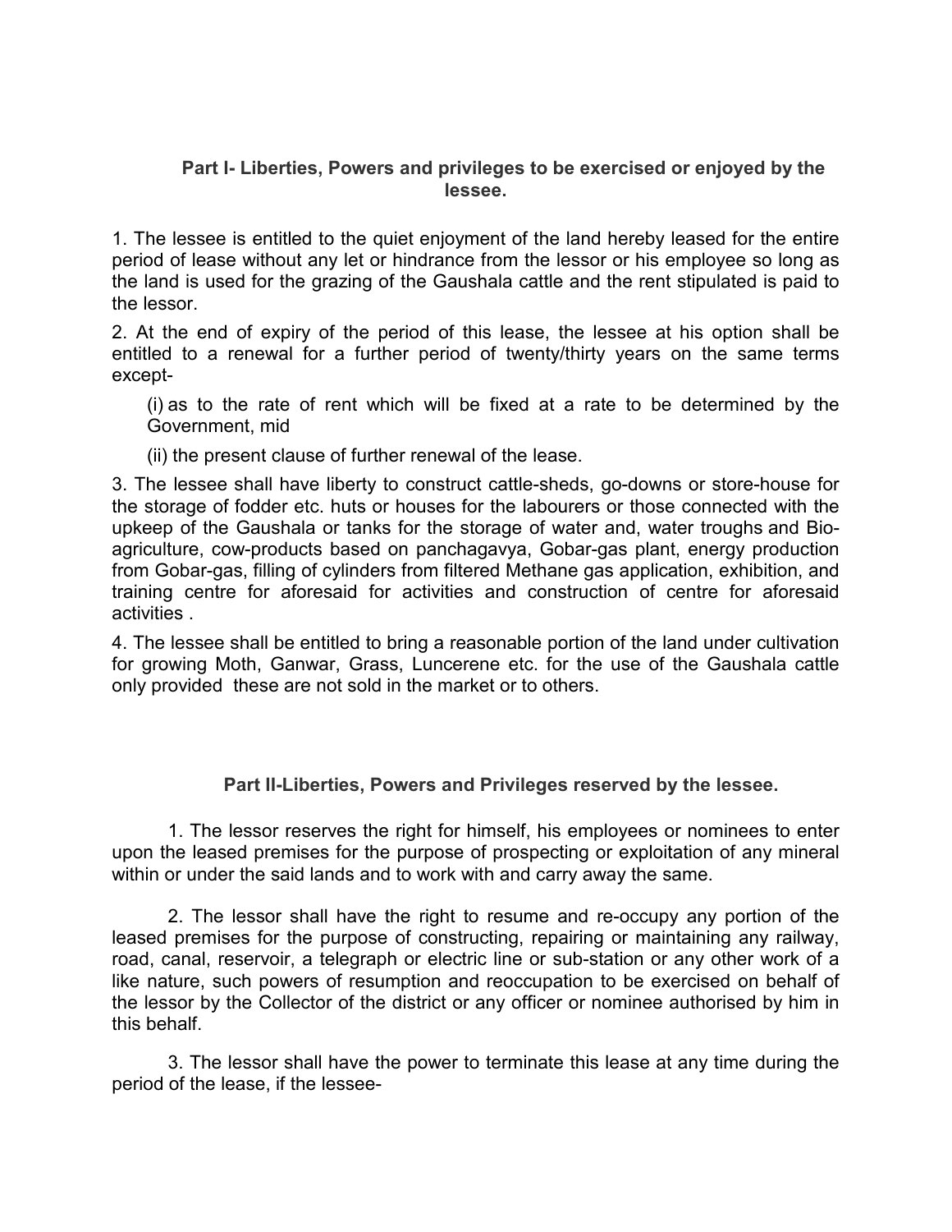**Part I- Liberties, Powers and privileges to be exercised or enjoyed by the lessee.**

1. The lessee is entitled to the quiet enjoyment of the land hereby leased for the entire period of lease without any let or hindrance from the lessor or his employee so long as the land is used for the grazing of the Gaushala cattle and the rent stipulated is paid to the lessor.

2. At the end of expiry of the period of this lease, the lessee at his option shall be entitled to a renewal for a further period of twenty/thirty years on the same terms except-

   (i) as to the rate of rent which will be fixed at a rate to be determined by the Government, mid

   (ii) the present clause of further renewal of the lease.

3. The lessee shall have liberty to construct cattle-sheds, go-downs or store-house for the storage of fodder etc. huts or houses for the labourers or those connected with the upkeep of the Gaushala or tanks for the storage of water and, water troughs and Bio-agriculture, cow-products based on panchagavya, Gobar-gas plant, energy production from Gobar-gas, filling of cylinders from filtered Methane gas application, exhibition, and training centre for aforesaid for activities and construction of centre for aforesaid activities .

4. The lessee shall be entitled to bring a reasonable portion of the land under cultivation for growing Moth, Ganwar, Grass, Luncerene etc. for the use of the Gaushala cattle only provided these are not sold in the market or to others.

**Part II-Liberties, Powers and Privileges reserved by the lessee.**

1. The lessor reserves the right for himself, his employees or nominees to enter upon the leased premises for the purpose of prospecting or exploitation of any mineral within or under the said lands and to work with and carry away the same.

2. The lessor shall have the right to resume and re-occupy any portion of the leased premises for the purpose of constructing, repairing or maintaining any railway, road, canal, reservoir, a telegraph or electric line or sub-station or any other work of a like nature, such powers of resumption and reoccupation to be exercised on behalf of the lessor by the Collector of the district or any officer or nominee authorised by him in this behalf.

3. The lessor shall have the power to terminate this lease at any time during the period of the lease, if the lessee-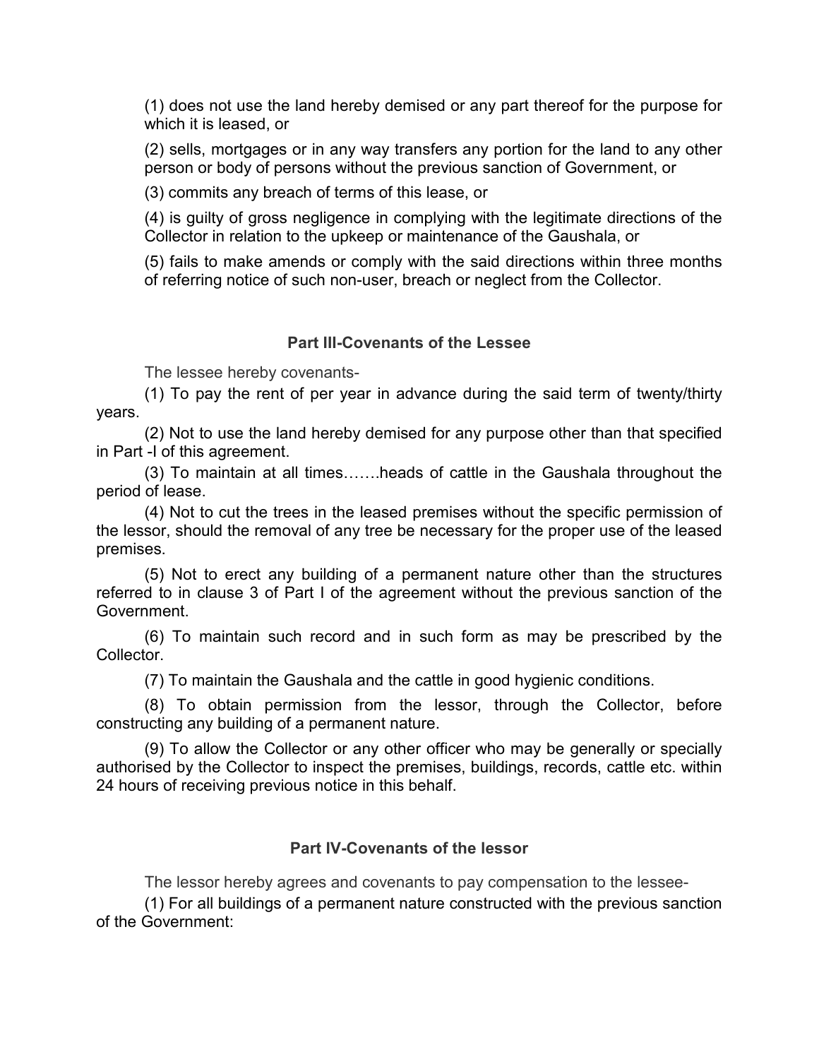(1) does not use the land hereby demised or any part thereof for the purpose for which it is leased, or

(2) sells, mortgages or in any way transfers any portion for the land to any other person or body of persons without the previous sanction of Government, or

(3) commits any breach of terms of this lease, or

(4) is guilty of gross negligence in complying with the legitimate directions of the Collector in relation to the upkeep or maintenance of the Gaushala, or

(5) fails to make amends or comply with the said directions within three months of referring notice of such non-user, breach or neglect from the Collector.

## Part III-Covenants of the Lessee

The lessee hereby covenants-

(1) To pay the rent of per year in advance during the said term of twenty/thirty years.

(2) Not to use the land hereby demised for any purpose other than that specified in Part -I of this agreement.

(3) To maintain at all times…….heads of cattle in the Gaushala throughout the period of lease.

(4) Not to cut the trees in the leased premises without the specific permission of the lessor, should the removal of any tree be necessary for the proper use of the leased premises.

(5) Not to erect any building of a permanent nature other than the structures referred to in clause 3 of Part I of the agreement without the previous sanction of the Government.

(6) To maintain such record and in such form as may be prescribed by the Collector.

(7) To maintain the Gaushala and the cattle in good hygienic conditions.

(8) To obtain permission from the lessor, through the Collector, before constructing any building of a permanent nature.

(9) To allow the Collector or any other officer who may be generally or specially authorised by the Collector to inspect the premises, buildings, records, cattle etc. within 24 hours of receiving previous notice in this behalf.

## Part IV-Covenants of the lessor

The lessor hereby agrees and covenants to pay compensation to the lessee-

(1) For all buildings of a permanent nature constructed with the previous sanction of the Government: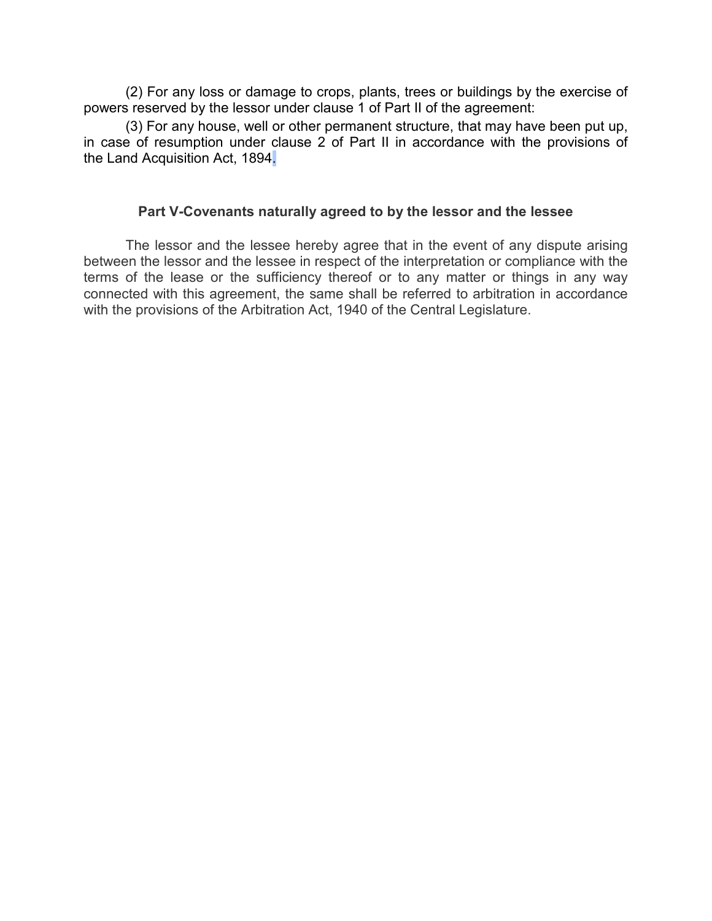(2) For any loss or damage to crops, plants, trees or buildings by the exercise of powers reserved by the lessor under clause 1 of Part II of the agreement:

(3) For any house, well or other permanent structure, that may have been put up, in case of resumption under clause 2 of Part II in accordance with the provisions of the Land Acquisition Act, 1894.

### Part V-Covenants naturally agreed to by the lessor and the lessee

The lessor and the lessee hereby agree that in the event of any dispute arising between the lessor and the lessee in respect of the interpretation or compliance with the terms of the lease or the sufficiency thereof or to any matter or things in any way connected with this agreement, the same shall be referred to arbitration in accordance with the provisions of the Arbitration Act, 1940 of the Central Legislature.